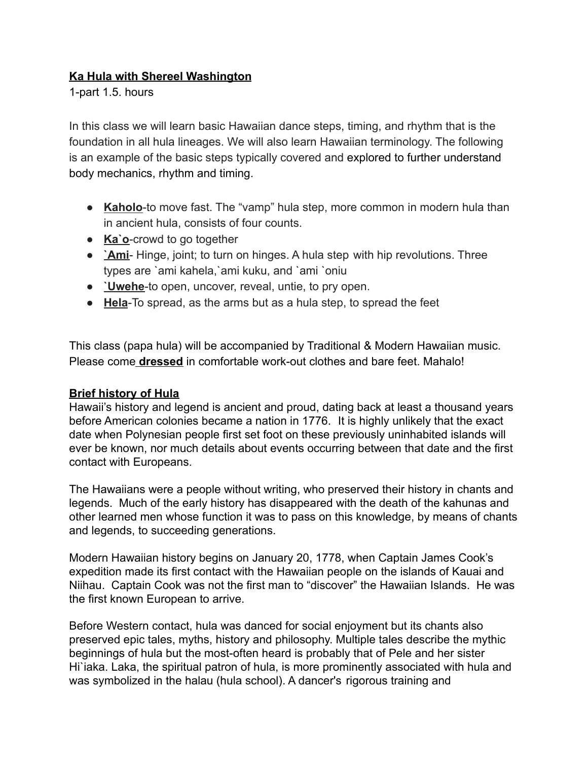**Ka Hula with Shereel Washington**

1-part 1.5. hours

In this class we will learn basic Hawaiian dance steps, timing, and rhythm that is the foundation in all hula lineages. We will also learn Hawaiian terminology. The following is an example of the basic steps typically covered and explored to further understand body mechanics, rhythm and timing.

- **Kaholo**-to move fast. The "vamp" hula step, more common in modern hula than in ancient hula, consists of four counts.
- **Ka`o**-crowd to go together
- **`Ami**- Hinge, joint; to turn on hinges. A hula step with hip revolutions. Three types are `ami kahela,`ami kuku, and `ami `oniu
- **`Uwehe**-to open, uncover, reveal, untie, to pry open.
- **Hela**-To spread, as the arms but as a hula step, to spread the feet

This class (papa hula) will be accompanied by Traditional & Modern Hawaiian music. Please come **dressed** in comfortable work-out clothes and bare feet. Mahalo!

**Brief history of Hula**

Hawaii's history and legend is ancient and proud, dating back at least a thousand years before American colonies became a nation in 1776. It is highly unlikely that the exact date when Polynesian people first set foot on these previously uninhabited islands will ever be known, nor much details about events occurring between that date and the first contact with Europeans.

The Hawaiians were a people without writing, who preserved their history in chants and legends. Much of the early history has disappeared with the death of the kahunas and other learned men whose function it was to pass on this knowledge, by means of chants and legends, to succeeding generations.

Modern Hawaiian history begins on January 20, 1778, when Captain James Cook's expedition made its first contact with the Hawaiian people on the islands of Kauai and Niihau. Captain Cook was not the first man to "discover" the Hawaiian Islands. He was the first known European to arrive.

Before Western contact, hula was danced for social enjoyment but its chants also preserved epic tales, myths, history and philosophy. Multiple tales describe the mythic beginnings of hula but the most-often heard is probably that of Pele and her sister Hi`iaka. Laka, the spiritual patron of hula, is more prominently associated with hula and was symbolized in the halau (hula school). A dancer's rigorous training and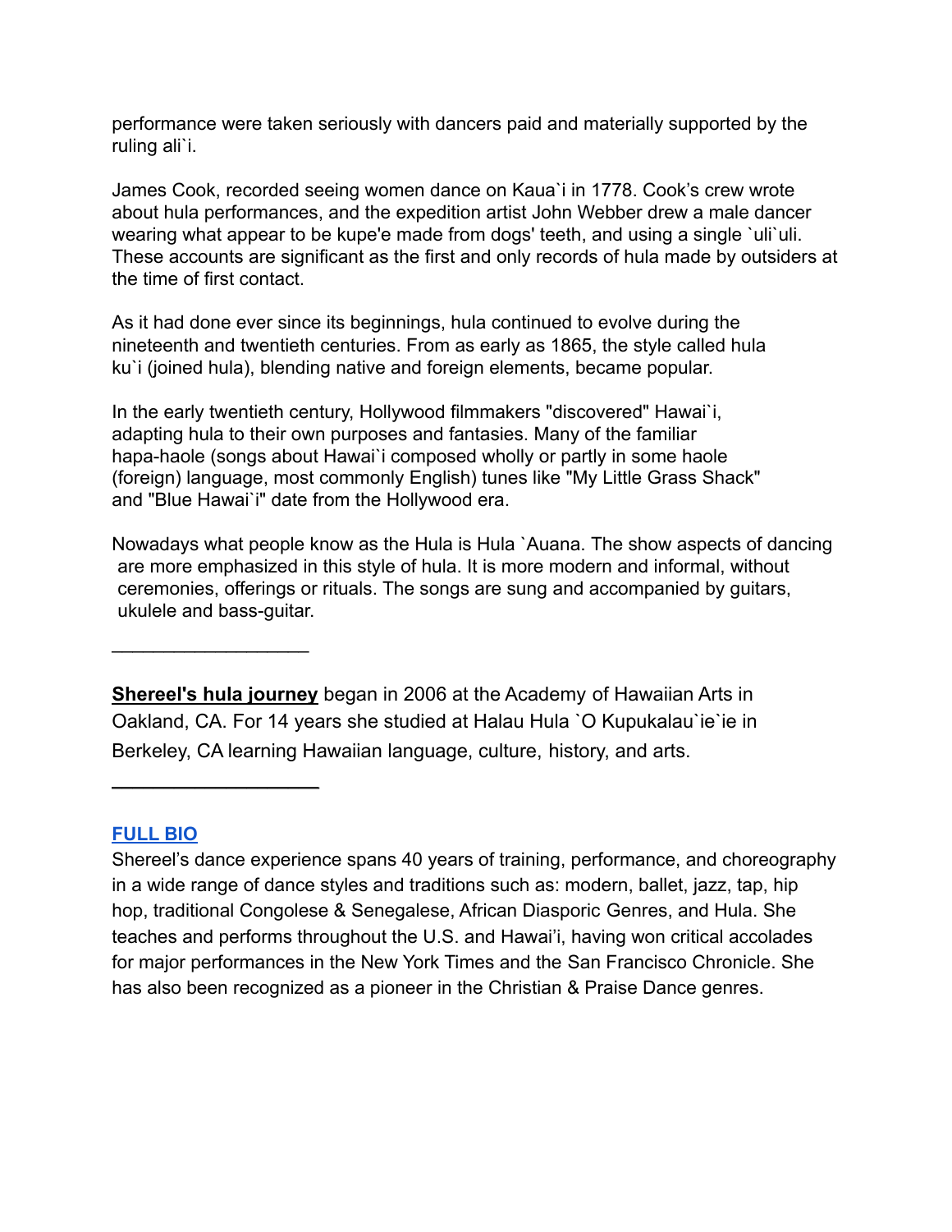performance were taken seriously with dancers paid and materially supported by the ruling ali`i.

James Cook, recorded seeing women dance on Kaua`i in 1778. Cook's crew wrote about hula performances, and the expedition artist John Webber drew a male dancer wearing what appear to be kupe'e made from dogs' teeth, and using a single `uli`uli. These accounts are significant as the first and only records of hula made by outsiders at the time of first contact.

As it had done ever since its beginnings, hula continued to evolve during the nineteenth and twentieth centuries. From as early as 1865, the style called hula ku`i (joined hula), blending native and foreign elements, became popular.

In the early twentieth century, Hollywood filmmakers "discovered" Hawai`i, adapting hula to their own purposes and fantasies. Many of the familiar hapa-haole (songs about Hawai`i composed wholly or partly in some haole (foreign) language, most commonly English) tunes like "My Little Grass Shack" and "Blue Hawai`i" date from the Hollywood era.

Nowadays what people know as the Hula is Hula `Auana. The show aspects of dancing are more emphasized in this style of hula. It is more modern and informal, without ceremonies, offerings or rituals. The songs are sung and accompanied by guitars, ukulele and bass-guitar.

---

**Shereel's hula journey** began in 2006 at the Academy of Hawaiian Arts in Oakland, CA. For 14 years she studied at Halau Hula `O Kupukalau`ie`ie in Berkeley, CA learning Hawaiian language, culture, history, and arts.

---

**FULL BIO**

Shereel's dance experience spans 40 years of training, performance, and choreography in a wide range of dance styles and traditions such as: modern, ballet, jazz, tap, hip hop, traditional Congolese & Senegalese, African Diasporic Genres, and Hula. She teaches and performs throughout the U.S. and Hawai'i, having won critical accolades for major performances in the New York Times and the San Francisco Chronicle. She has also been recognized as a pioneer in the Christian & Praise Dance genres.